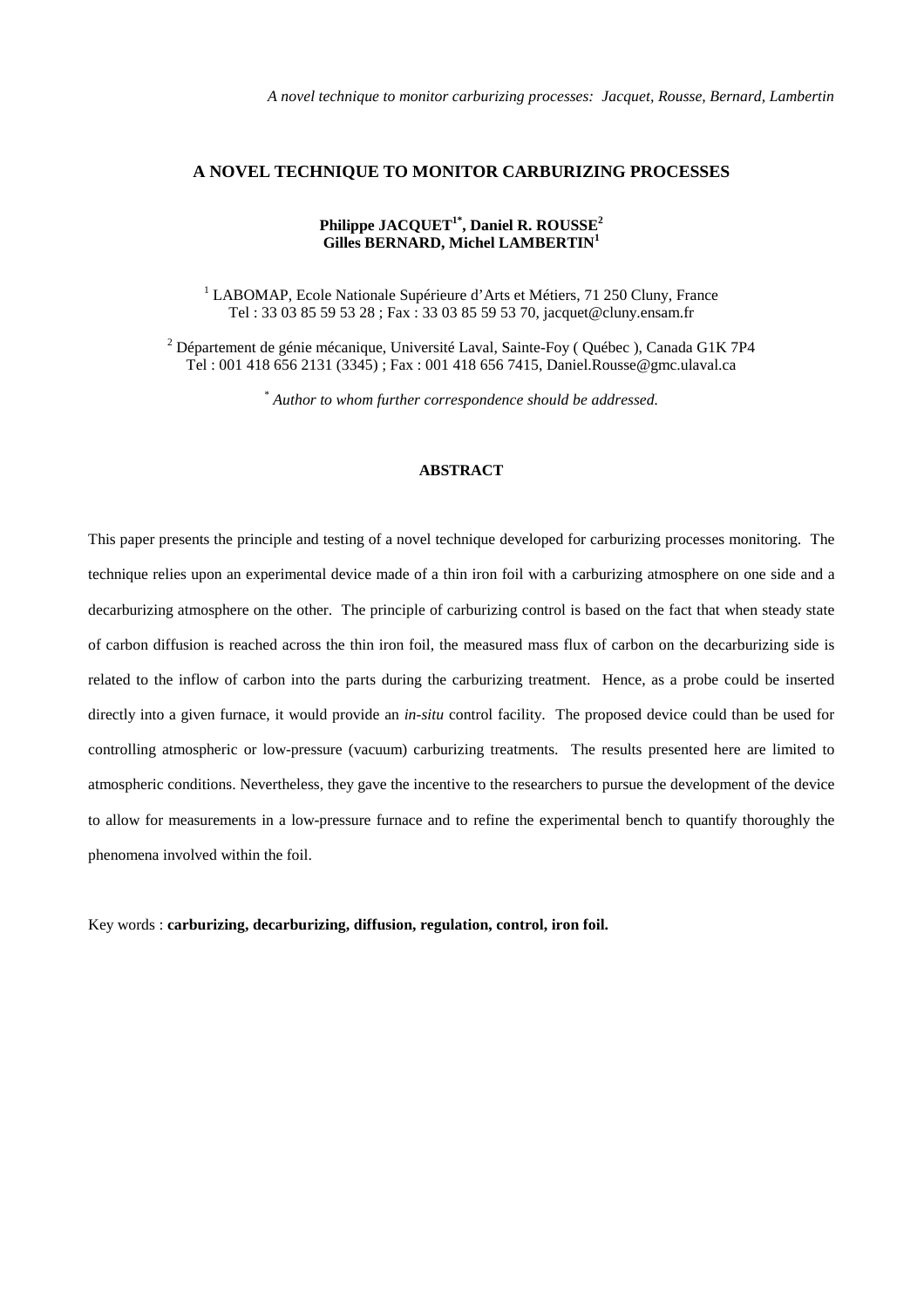# A NOVEL TECHNIQUE TO MONITOR CARBURIZING PROCESSES

**Philippe JACQUET[1*], Daniel R. ROUSSE[2]**
**Gilles BERNARD, Michel LAMBERTIN[1]**

[1] LABOMAP, Ecole Nationale Supérieure d'Arts et Métiers, 71 250 Cluny, France
Tel : 33 03 85 59 53 28 ; Fax : 33 03 85 59 53 70, jacquet@cluny.ensam.fr

[2] Département de génie mécanique, Université Laval, Sainte-Foy ( Québec ), Canada G1K 7P4
Tel : 001 418 656 2131 (3345) ; Fax : 001 418 656 7415, Daniel.Rousse@gmc.ulaval.ca

[*] *Author to whom further correspondence should be addressed.*

## ABSTRACT

This paper presents the principle and testing of a novel technique developed for carburizing processes monitoring. The technique relies upon an experimental device made of a thin iron foil with a carburizing atmosphere on one side and a decarburizing atmosphere on the other. The principle of carburizing control is based on the fact that when steady state of carbon diffusion is reached across the thin iron foil, the measured mass flux of carbon on the decarburizing side is related to the inflow of carbon into the parts during the carburizing treatment. Hence, as a probe could be inserted directly into a given furnace, it would provide an *in-situ* control facility. The proposed device could than be used for controlling atmospheric or low-pressure (vacuum) carburizing treatments. The results presented here are limited to atmospheric conditions. Nevertheless, they gave the incentive to the researchers to pursue the development of the device to allow for measurements in a low-pressure furnace and to refine the experimental bench to quantify thoroughly the phenomena involved within the foil.

Key words : **carburizing, decarburizing, diffusion, regulation, control, iron foil.**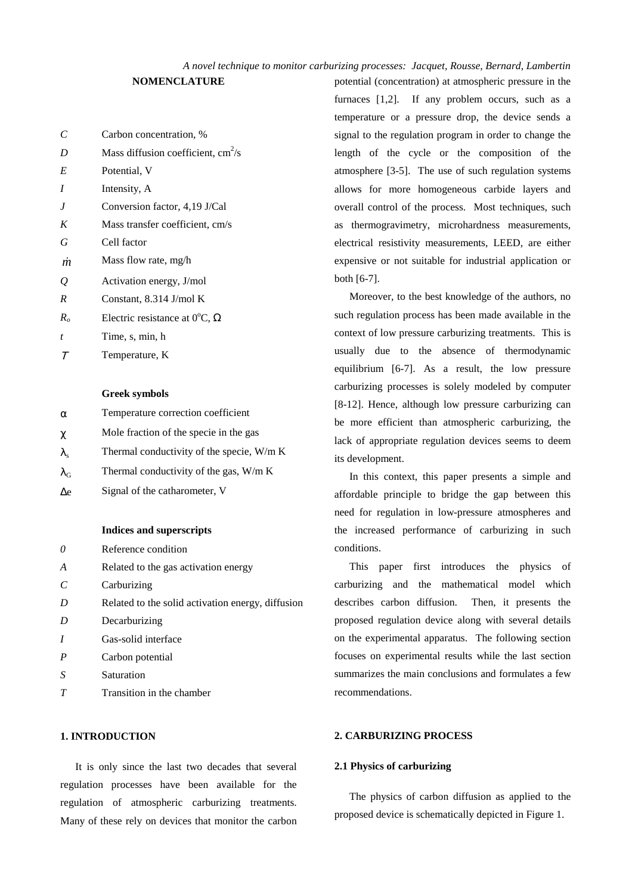## NOMENCLATURE

| | |
|---|---|
| $C$ | Carbon concentration, % |
| $D$ | Mass diffusion coefficient, $cm^2/s$ |
| $E$ | Potential, V |
| $I$ | Intensity, A |
| $J$ | Conversion factor, 4,19 J/Cal |
| $K$ | Mass transfer coefficient, cm/s |
| $G$ | Cell factor |
| $\dot{m}$ | Mass flow rate, mg/h |
| $Q$ | Activation energy, J/mol |
| $R$ | Constant, 8.314 J/mol K |
| $R_o$ | Electric resistance at $0^oC$, $\Omega$ |
| $t$ | Time, s, min, h |
| $T$ | Temperature, K |

**Greek symbols**

| | |
|---|---|
| $\alpha$ | Temperature correction coefficient |
| $\chi$ | Mole fraction of the specie in the gas |
| $\lambda_s$ | Thermal conductivity of the specie, W/m K |
| $\lambda_G$ | Thermal conductivity of the gas, W/m K |
| $\Delta e$ | Signal of the catharometer, V |

**Indices and superscripts**

| | |
|---|---|
| *0* | Reference condition |
| *A* | Related to the gas activation energy |
| *C* | Carburizing |
| *D* | Related to the solid activation energy, diffusion |
| *D* | Decarburizing |
| *I* | Gas-solid interface |
| *P* | Carbon potential |
| *S* | Saturation |
| *T* | Transition in the chamber |

## 1. INTRODUCTION

It is only since the last two decades that several regulation processes have been available for the regulation of atmospheric carburizing treatments. Many of these rely on devices that monitor the carbon potential (concentration) at atmospheric pressure in the furnaces [1,2]. If any problem occurs, such as a temperature or a pressure drop, the device sends a signal to the regulation program in order to change the length of the cycle or the composition of the atmosphere [3-5]. The use of such regulation systems allows for more homogeneous carbide layers and overall control of the process. Most techniques, such as thermogravimetry, microhardness measurements, electrical resistivity measurements, LEED, are either expensive or not suitable for industrial application or both [6-7].

Moreover, to the best knowledge of the authors, no such regulation process has been made available in the context of low pressure carburizing treatments. This is usually due to the absence of thermodynamic equilibrium [6-7]. As a result, the low pressure carburizing processes is solely modeled by computer [8-12]. Hence, although low pressure carburizing can be more efficient than atmospheric carburizing, the lack of appropriate regulation devices seems to deem its development.

In this context, this paper presents a simple and affordable principle to bridge the gap between this need for regulation in low-pressure atmospheres and the increased performance of carburizing in such conditions.

This paper first introduces the physics of carburizing and the mathematical model which describes carbon diffusion. Then, it presents the proposed regulation device along with several details on the experimental apparatus. The following section focuses on experimental results while the last section summarizes the main conclusions and formulates a few recommendations.

## 2. CARBURIZING PROCESS

### 2.1 Physics of carburizing

The physics of carbon diffusion as applied to the proposed device is schematically depicted in Figure 1.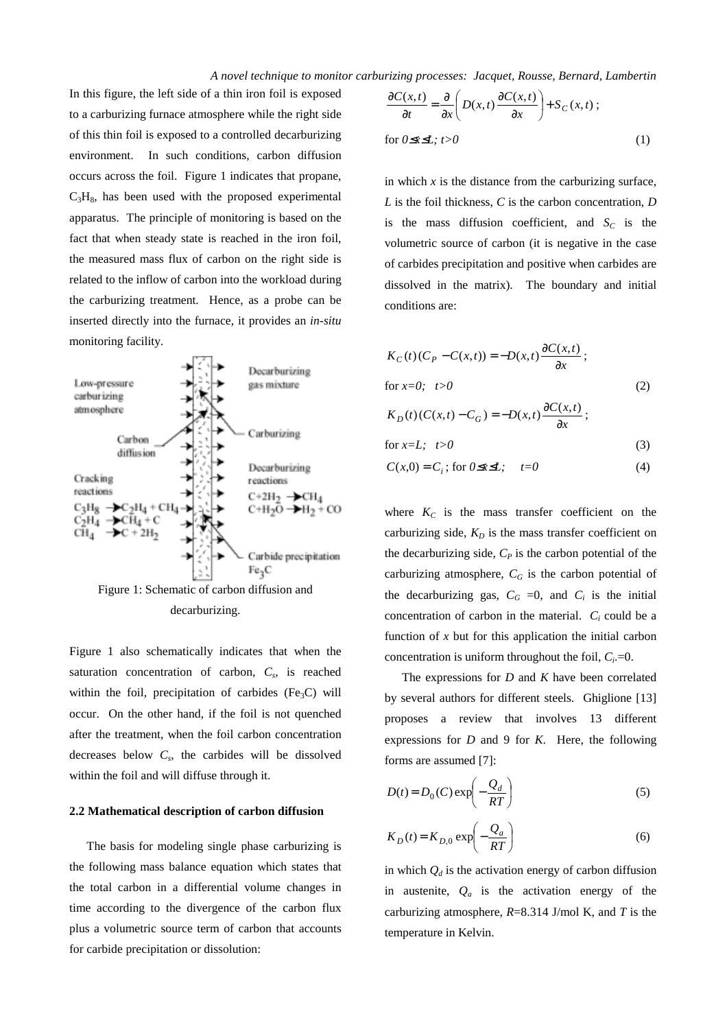In this figure, the left side of a thin iron foil is exposed to a carburizing furnace atmosphere while the right side of this thin foil is exposed to a controlled decarburizing environment. In such conditions, carbon diffusion occurs across the foil. Figure 1 indicates that propane, $C_3H_8$, has been used with the proposed experimental apparatus. The principle of monitoring is based on the fact that when steady state is reached in the iron foil, the measured mass flux of carbon on the right side is related to the inflow of carbon into the workload during the carburizing treatment. Hence, as a probe can be inserted directly into the furnace, it provides an *in-situ* monitoring facility.

Figure 1: Schematic of carbon diffusion and decarburizing.

Figure 1 also schematically indicates that when the saturation concentration of carbon, $C_s$, is reached within the foil, precipitation of carbides ($Fe_3C$) will occur. On the other hand, if the foil is not quenched after the treatment, when the foil carbon concentration decreases below $C_s$, the carbides will be dissolved within the foil and will diffuse through it.

**2.2 Mathematical description of carbon diffusion**

The basis for modeling single phase carburizing is the following mass balance equation which states that the total carbon in a differential volume changes in time according to the divergence of the carbon flux plus a volumetric source term of carbon that accounts for carbide precipitation or dissolution:

$$\frac{\partial C(x,t)}{\partial t} = \frac{\partial}{\partial x}\left( D(x,t)\frac{\partial C(x,t)}{\partial x}\right) + S_C(x,t); \quad \text{for } 0 \le x \le L;\ t>0 \tag{1}$$

in which $x$ is the distance from the carburizing surface, $L$ is the foil thickness, $C$ is the carbon concentration, $D$ is the mass diffusion coefficient, and $S_C$ is the volumetric source of carbon (it is negative in the case of carbides precipitation and positive when carbides are dissolved in the matrix). The boundary and initial conditions are:

$$K_C(t)(C_P - C(x,t)) = -D(x,t)\frac{\partial C(x,t)}{\partial x}; \quad \text{for } x=0;\ t>0 \tag{2}$$

$$K_D(t)(C(x,t) - C_G) = -D(x,t)\frac{\partial C(x,t)}{\partial x}; \quad \text{for } x=L;\ t>0 \tag{3}$$

$$C(x,0) = C_i; \quad \text{for } 0 \le x \le L;\quad t=0 \tag{4}$$

where $K_C$ is the mass transfer coefficient on the carburizing side, $K_D$ is the mass transfer coefficient on the decarburizing side, $C_P$ is the carbon potential of the carburizing atmosphere, $C_G$ is the carbon potential of the decarburizing gas, $C_G$ =0, and $C_i$ is the initial concentration of carbon in the material. $C_i$ could be a function of $x$ but for this application the initial carbon concentration is uniform throughout the foil, $C_i$=0.

The expressions for $D$ and $K$ have been correlated by several authors for different steels. Ghiglione [13] proposes a review that involves 13 different expressions for $D$ and 9 for $K$. Here, the following forms are assumed [7]:

$$D(t) = D_0(C)\exp\left(-\frac{Q_d}{RT}\right) \tag{5}$$

$$K_D(t) = K_{D,0}\exp\left(-\frac{Q_a}{RT}\right) \tag{6}$$

in which $Q_d$ is the activation energy of carbon diffusion in austenite, $Q_a$ is the activation energy of the carburizing atmosphere, $R$=8.314 J/mol K, and $T$ is the temperature in Kelvin.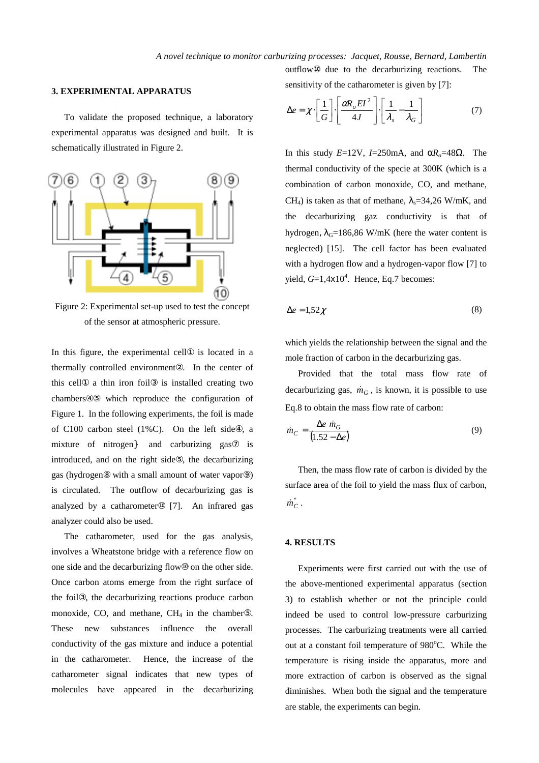## 3. EXPERIMENTAL APPARATUS

To validate the proposed technique, a laboratory experimental apparatus was designed and built. It is schematically illustrated in Figure 2.

Figure 2: Experimental set-up used to test the concept of the sensor at atmospheric pressure.

In this figure, the experimental cell① is located in a thermally controlled environment②. In the center of this cell① a thin iron foil③ is installed creating two chambers④⑤ which reproduce the configuration of Figure 1. In the following experiments, the foil is made of C100 carbon steel (1%C). On the left side④, a mixture of nitrogen} and carburizing gas⑦ is introduced, and on the right side⑤, the decarburizing gas (hydrogen⑧ with a small amount of water vapor⑨) is circulated. The outflow of decarburizing gas is analyzed by a catharometer⑩ [7]. An infrared gas analyzer could also be used.

The catharometer, used for the gas analysis, involves a Wheatstone bridge with a reference flow on one side and the decarburizing flow⑩ on the other side. Once carbon atoms emerge from the right surface of the foil③, the decarburizing reactions produce carbon monoxide, CO, and methane, $CH_4$ in the chamber⑤. These new substances influence the overall conductivity of the gas mixture and induce a potential in the catharometer. Hence, the increase of the catharometer signal indicates that new types of molecules have appeared in the decarburizing outflow⑩ due to the decarburizing reactions. The sensitivity of the catharometer is given by [7]:

$$\Delta e = \chi \cdot \left[\frac{1}{G}\right] \cdot \left[\frac{\alpha R_o E I^2}{4J}\right] \cdot \left[\frac{1}{\lambda_s} - \frac{1}{\lambda_G}\right] \tag{7}$$

In this study $E$=12V, $I$=250mA, and $\alpha R_o$=48Ω. The thermal conductivity of the specie at 300K (which is a combination of carbon monoxide, CO, and methane, $CH_4$) is taken as that of methane, $\lambda_s$=34,26 W/mK, and the decarburizing gaz conductivity is that of hydrogen, $\lambda_G$=186,86 W/mK (here the water content is neglected) [15]. The cell factor has been evaluated with a hydrogen flow and a hydrogen-vapor flow [7] to yield, $G$=1,4x10$^4$. Hence, Eq.7 becomes:

$$\Delta e = 1{,}52\chi \tag{8}$$

which yields the relationship between the signal and the mole fraction of carbon in the decarburizing gas.

Provided that the total mass flow rate of decarburizing gas, $\dot{m}_G$, is known, it is possible to use Eq.8 to obtain the mass flow rate of carbon:

$$\dot{m}_C = \frac{\Delta e \ \dot{m}_G}{(1.52 - \Delta e)} \tag{9}$$

Then, the mass flow rate of carbon is divided by the surface area of the foil to yield the mass flux of carbon, $\dot{m}_C''$.

## 4. RESULTS

Experiments were first carried out with the use of the above-mentioned experimental apparatus (section 3) to establish whether or not the principle could indeed be used to control low-pressure carburizing processes. The carburizing treatments were all carried out at a constant foil temperature of 980°C. While the temperature is rising inside the apparatus, more and more extraction of carbon is observed as the signal diminishes. When both the signal and the temperature are stable, the experiments can begin.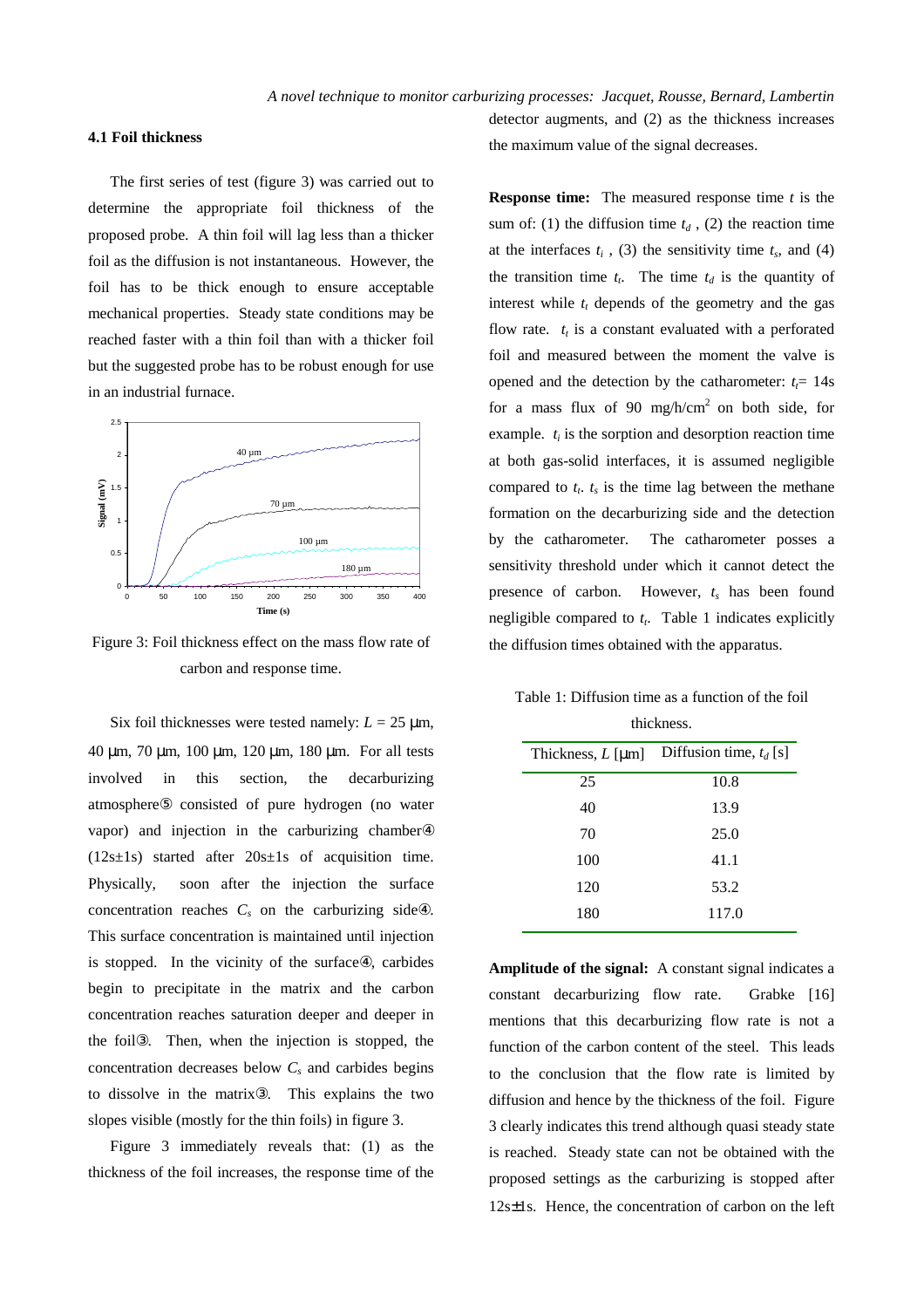### 4.1 Foil thickness

The first series of test (figure 3) was carried out to determine the appropriate foil thickness of the proposed probe. A thin foil will lag less than a thicker foil as the diffusion is not instantaneous. However, the foil has to be thick enough to ensure acceptable mechanical properties. Steady state conditions may be reached faster with a thin foil than with a thicker foil but the suggested probe has to be robust enough for use in an industrial furnace.

2.5
2
1.5
1
0.5
0
Signal (mV)
0 50 100 150 200 250 300 350 400
Time (s)
40 µm
70 µm
100 µm
180 µm

Figure 3: Foil thickness effect on the mass flow rate of carbon and response time.

Six foil thicknesses were tested namely: $L$ = 25 µm, 40 µm, 70 µm, 100 µm, 120 µm, 180 µm. For all tests involved in this section, the decarburizing atmosphere⑤ consisted of pure hydrogen (no water vapor) and injection in the carburizing chamber④ (12s±1s) started after 20s±1s of acquisition time. Physically, soon after the injection the surface concentration reaches $C_s$ on the carburizing side④. This surface concentration is maintained until injection is stopped. In the vicinity of the surface④, carbides begin to precipitate in the matrix and the carbon concentration reaches saturation deeper and deeper in the foil③. Then, when the injection is stopped, the concentration decreases below $C_s$ and carbides begins to dissolve in the matrix③. This explains the two slopes visible (mostly for the thin foils) in figure 3.

Figure 3 immediately reveals that: (1) as the thickness of the foil increases, the response time of the detector augments, and (2) as the thickness increases the maximum value of the signal decreases.

**Response time:** The measured response time $t$ is the sum of: (1) the diffusion time $t_d$ , (2) the reaction time at the interfaces $t_i$ , (3) the sensitivity time $t_s$, and (4) the transition time $t_t$. The time $t_d$ is the quantity of interest while $t_t$ depends of the geometry and the gas flow rate. $t_t$ is a constant evaluated with a perforated foil and measured between the moment the valve is opened and the detection by the catharometer: $t_t$= 14s for a mass flux of 90 mg/h/cm$^2$ on both side, for example. $t_i$ is the sorption and desorption reaction time at both gas-solid interfaces, it is assumed negligible compared to $t_t$. $t_s$ is the time lag between the methane formation on the decarburizing side and the detection by the catharometer. The catharometer posses a sensitivity threshold under which it cannot detect the presence of carbon. However, $t_s$ has been found negligible compared to $t_t$. Table 1 indicates explicitly the diffusion times obtained with the apparatus.

Table 1: Diffusion time as a function of the foil thickness.

| Thickness, $L$ [µm] | Diffusion time, $t_d$ [s] |
|---|---|
| 25 | 10.8 |
| 40 | 13.9 |
| 70 | 25.0 |
| 100 | 41.1 |
| 120 | 53.2 |
| 180 | 117.0 |

**Amplitude of the signal:** A constant signal indicates a constant decarburizing flow rate. Grabke [16] mentions that this decarburizing flow rate is not a function of the carbon content of the steel. This leads to the conclusion that the flow rate is limited by diffusion and hence by the thickness of the foil. Figure 3 clearly indicates this trend although quasi steady state is reached. Steady state can not be obtained with the proposed settings as the carburizing is stopped after 12s±1s. Hence, the concentration of carbon on the left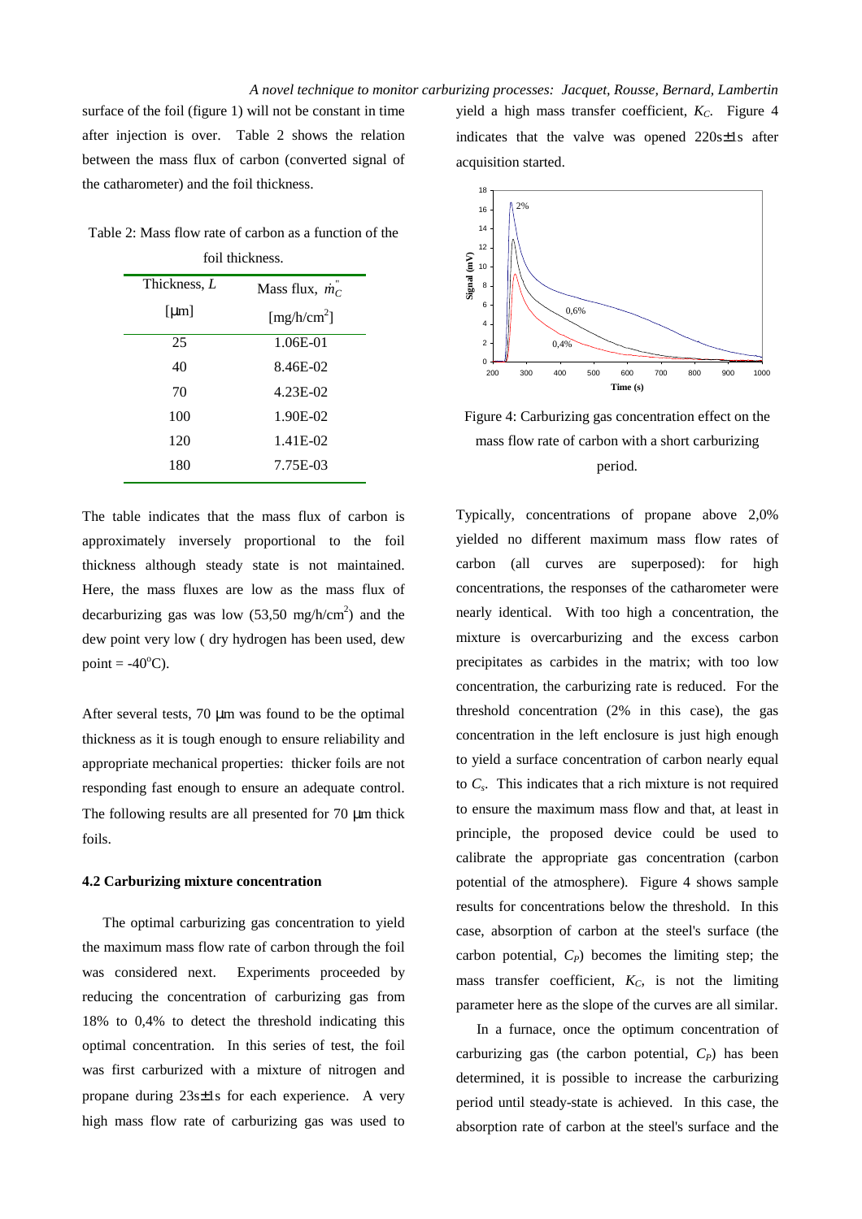surface of the foil (figure 1) will not be constant in time after injection is over. Table 2 shows the relation between the mass flux of carbon (converted signal of the catharometer) and the foil thickness.

Table 2: Mass flow rate of carbon as a function of the foil thickness.

| Thickness, $L$ [μm] | Mass flux, $\dot{m}_C''$ [mg/h/cm$^2$] |
|---|---|
| 25 | 1.06E-01 |
| 40 | 8.46E-02 |
| 70 | 4.23E-02 |
| 100 | 1.90E-02 |
| 120 | 1.41E-02 |
| 180 | 7.75E-03 |

The table indicates that the mass flux of carbon is approximately inversely proportional to the foil thickness although steady state is not maintained. Here, the mass fluxes are low as the mass flux of decarburizing gas was low (53,50 mg/h/cm$^2$) and the dew point very low ( dry hydrogen has been used, dew point = -40°C).

After several tests, 70 μm was found to be the optimal thickness as it is tough enough to ensure reliability and appropriate mechanical properties: thicker foils are not responding fast enough to ensure an adequate control. The following results are all presented for 70 μm thick foils.

### 4.2 Carburizing mixture concentration

The optimal carburizing gas concentration to yield the maximum mass flow rate of carbon through the foil was considered next. Experiments proceeded by reducing the concentration of carburizing gas from 18% to 0,4% to detect the threshold indicating this optimal concentration. In this series of test, the foil was first carburized with a mixture of nitrogen and propane during 23s±1s for each experience. A very high mass flow rate of carburizing gas was used to yield a high mass transfer coefficient, $K_C$. Figure 4 indicates that the valve was opened 220s±1s after acquisition started.

Signal (mV)
18
16
14
12
10
8
6
4
2
0
200 300 400 500 600 700 800 900 1000
Time (s)
2%
0,6%
0,4%

Figure 4: Carburizing gas concentration effect on the mass flow rate of carbon with a short carburizing period.

Typically, concentrations of propane above 2,0% yielded no different maximum mass flow rates of carbon (all curves are superposed): for high concentrations, the responses of the catharometer were nearly identical. With too high a concentration, the mixture is overcarburizing and the excess carbon precipitates as carbides in the matrix; with too low concentration, the carburizing rate is reduced. For the threshold concentration (2% in this case), the gas concentration in the left enclosure is just high enough to yield a surface concentration of carbon nearly equal to $C_s$. This indicates that a rich mixture is not required to ensure the maximum mass flow and that, at least in principle, the proposed device could be used to calibrate the appropriate gas concentration (carbon potential of the atmosphere). Figure 4 shows sample results for concentrations below the threshold. In this case, absorption of carbon at the steel's surface (the carbon potential, $C_P$) becomes the limiting step; the mass transfer coefficient, $K_C$, is not the limiting parameter here as the slope of the curves are all similar.

In a furnace, once the optimum concentration of carburizing gas (the carbon potential, $C_P$) has been determined, it is possible to increase the carburizing period until steady-state is achieved. In this case, the absorption rate of carbon at the steel's surface and the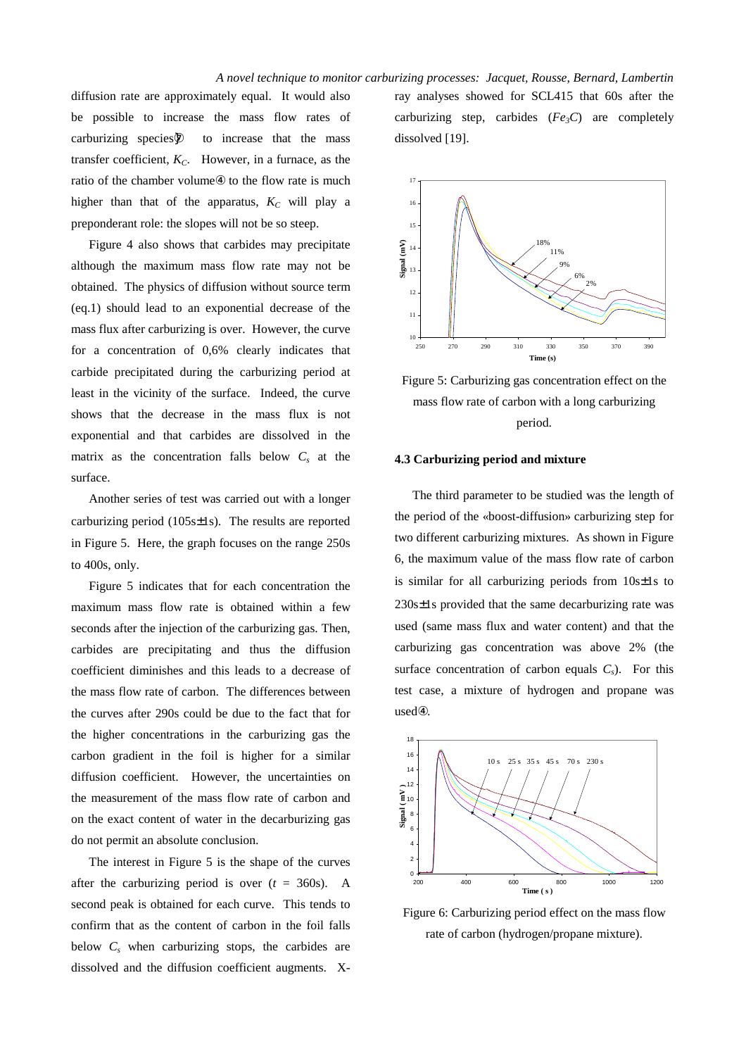diffusion rate are approximately equal. It would also be possible to increase the mass flow rates of carburizing species⑦ to increase that the mass transfer coefficient, $K_C$. However, in a furnace, as the ratio of the chamber volume④ to the flow rate is much higher than that of the apparatus, $K_C$ will play a preponderant role: the slopes will not be so steep.

Figure 4 also shows that carbides may precipitate although the maximum mass flow rate may not be obtained. The physics of diffusion without source term (eq.1) should lead to an exponential decrease of the mass flux after carburizing is over. However, the curve for a concentration of 0,6% clearly indicates that carbide precipitated during the carburizing period at least in the vicinity of the surface. Indeed, the curve shows that the decrease in the mass flux is not exponential and that carbides are dissolved in the matrix as the concentration falls below $C_s$ at the surface.

Another series of test was carried out with a longer carburizing period (105s±1s). The results are reported in Figure 5. Here, the graph focuses on the range 250s to 400s, only.

Figure 5 indicates that for each concentration the maximum mass flow rate is obtained within a few seconds after the injection of the carburizing gas. Then, carbides are precipitating and thus the diffusion coefficient diminishes and this leads to a decrease of the mass flow rate of carbon. The differences between the curves after 290s could be due to the fact that for the higher concentrations in the carburizing gas the carbon gradient in the foil is higher for a similar diffusion coefficient. However, the uncertainties on the measurement of the mass flow rate of carbon and on the exact content of water in the decarburizing gas do not permit an absolute conclusion.

The interest in Figure 5 is the shape of the curves after the carburizing period is over ($t$ = 360s). A second peak is obtained for each curve. This tends to confirm that as the content of carbon in the foil falls below $C_s$ when carburizing stops, the carbides are dissolved and the diffusion coefficient augments. X-ray analyses showed for SCL415 that 60s after the carburizing step, carbides ($Fe_3C$) are completely dissolved [19].

Signal (mV)
17
16
15
14
13
12
11
10
18%
11%
9%
6%
2%
250 270 290 310 330 350 370 390
Time (s)

Figure 5: Carburizing gas concentration effect on the mass flow rate of carbon with a long carburizing period.

### 4.3 Carburizing period and mixture

The third parameter to be studied was the length of the period of the «boost-diffusion» carburizing step for two different carburizing mixtures. As shown in Figure 6, the maximum value of the mass flow rate of carbon is similar for all carburizing periods from 10s±1s to 230s±1s provided that the same decarburizing rate was used (same mass flux and water content) and that the carburizing gas concentration was above 2% (the surface concentration of carbon equals $C_s$). For this test case, a mixture of hydrogen and propane was used④.

Signal ( mV )
18
16
14
12
10
8
6
4
2
0
10 s 25 s 35 s 45 s 70 s 230 s
200 400 600 800 1000 1200
Time ( s )

Figure 6: Carburizing period effect on the mass flow rate of carbon (hydrogen/propane mixture).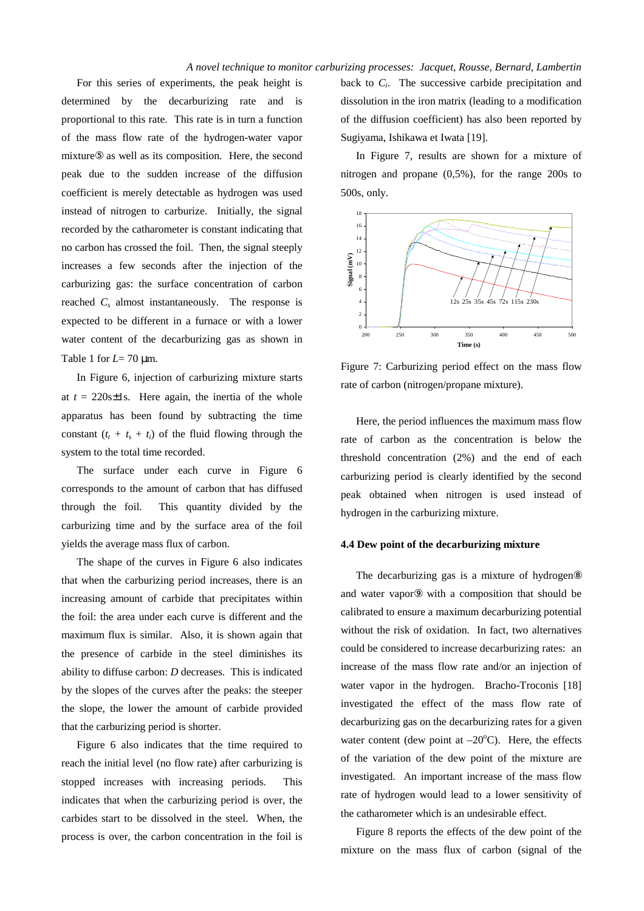For this series of experiments, the peak height is determined by the decarburizing rate and is proportional to this rate. This rate is in turn a function of the mass flow rate of the hydrogen-water vapor mixture⑤ as well as its composition. Here, the second peak due to the sudden increase of the diffusion coefficient is merely detectable as hydrogen was used instead of nitrogen to carburize. Initially, the signal recorded by the catharometer is constant indicating that no carbon has crossed the foil. Then, the signal steeply increases a few seconds after the injection of the carburizing gas: the surface concentration of carbon reached $C_s$ almost instantaneously. The response is expected to be different in a furnace or with a lower water content of the decarburizing gas as shown in Table 1 for $L$= 70 µm.

In Figure 6, injection of carburizing mixture starts at $t$ = 220s±1s. Here again, the inertia of the whole apparatus has been found by subtracting the time constant ($t_t + t_s + t_i$) of the fluid flowing through the system to the total time recorded.

The surface under each curve in Figure 6 corresponds to the amount of carbon that has diffused through the foil. This quantity divided by the carburizing time and by the surface area of the foil yields the average mass flux of carbon.

The shape of the curves in Figure 6 also indicates that when the carburizing period increases, there is an increasing amount of carbide that precipitates within the foil: the area under each curve is different and the maximum flux is similar. Also, it is shown again that the presence of carbide in the steel diminishes its ability to diffuse carbon: $D$ decreases. This is indicated by the slopes of the curves after the peaks: the steeper the slope, the lower the amount of carbide provided that the carburizing period is shorter.

Figure 6 also indicates that the time required to reach the initial level (no flow rate) after carburizing is stopped increases with increasing periods. This indicates that when the carburizing period is over, the carbides start to be dissolved in the steel. When, the process is over, the carbon concentration in the foil is back to $C_i$. The successive carbide precipitation and dissolution in the iron matrix (leading to a modification of the diffusion coefficient) has also been reported by Sugiyama, Ishikawa et Iwata [19].

In Figure 7, results are shown for a mixture of nitrogen and propane (0,5%), for the range 200s to 500s, only.

Figure 7: Carburizing period effect on the mass flow rate of carbon (nitrogen/propane mixture).

Here, the period influences the maximum mass flow rate of carbon as the concentration is below the threshold concentration (2%) and the end of each carburizing period is clearly identified by the second peak obtained when nitrogen is used instead of hydrogen in the carburizing mixture.

### 4.4 Dew point of the decarburizing mixture

The decarburizing gas is a mixture of hydrogen⑧ and water vapor⑨ with a composition that should be calibrated to ensure a maximum decarburizing potential without the risk of oxidation. In fact, two alternatives could be considered to increase decarburizing rates: an increase of the mass flow rate and/or an injection of water vapor in the hydrogen. Bracho-Troconis [18] investigated the effect of the mass flow rate of decarburizing gas on the decarburizing rates for a given water content (dew point at –20°C). Here, the effects of the variation of the dew point of the mixture are investigated. An important increase of the mass flow rate of hydrogen would lead to a lower sensitivity of the catharometer which is an undesirable effect.

Figure 8 reports the effects of the dew point of the mixture on the mass flux of carbon (signal of the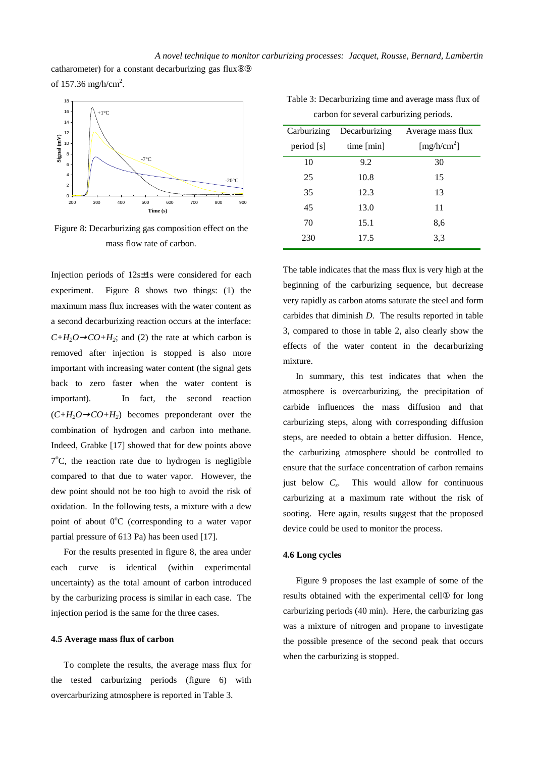catharometer) for a constant decarburizing gas flux⑧⑨ of 157.36 mg/h/cm$^2$.

18
16
14
12
10
8
6
4
2
0
Signal (mV)
200 300 400 500 600 700 800 900
Time (s)
+1°C
-7°C
-20°C

Figure 8: Decarburizing gas composition effect on the mass flow rate of carbon.

Injection periods of 12s±1s were considered for each experiment. Figure 8 shows two things: (1) the maximum mass flux increases with the water content as a second decarburizing reaction occurs at the interface: $C+H_2O \rightarrow CO+H_2$; and (2) the rate at which carbon is removed after injection is stopped is also more important with increasing water content (the signal gets back to zero faster when the water content is important). In fact, the second reaction ($C+H_2O \rightarrow CO+H_2$) becomes preponderant over the combination of hydrogen and carbon into methane. Indeed, Grabke [17] showed that for dew points above 7°C, the reaction rate due to hydrogen is negligible compared to that due to water vapor. However, the dew point should not be too high to avoid the risk of oxidation. In the following tests, a mixture with a dew point of about 0°C (corresponding to a water vapor partial pressure of 613 Pa) has been used [17].

For the results presented in figure 8, the area under each curve is identical (within experimental uncertainty) as the total amount of carbon introduced by the carburizing process is similar in each case. The injection period is the same for the three cases.

#### 4.5 Average mass flux of carbon

To complete the results, the average mass flux for the tested carburizing periods (figure 6) with overcarburizing atmosphere is reported in Table 3.

Table 3: Decarburizing time and average mass flux of carbon for several carburizing periods.

| Carburizing period [s] | Decarburizing time [min] | Average mass flux [mg/h/cm$^2$] |
|---|---|---|
| 10 | 9.2 | 30 |
| 25 | 10.8 | 15 |
| 35 | 12.3 | 13 |
| 45 | 13.0 | 11 |
| 70 | 15.1 | 8,6 |
| 230 | 17.5 | 3,3 |

The table indicates that the mass flux is very high at the beginning of the carburizing sequence, but decrease very rapidly as carbon atoms saturate the steel and form carbides that diminish *D*. The results reported in table 3, compared to those in table 2, also clearly show the effects of the water content in the decarburizing mixture.

In summary, this test indicates that when the atmosphere is overcarburizing, the precipitation of carbide influences the mass diffusion and that carburizing steps, along with corresponding diffusion steps, are needed to obtain a better diffusion. Hence, the carburizing atmosphere should be controlled to ensure that the surface concentration of carbon remains just below $C_s$. This would allow for continuous carburizing at a maximum rate without the risk of sooting. Here again, results suggest that the proposed device could be used to monitor the process.

#### 4.6 Long cycles

Figure 9 proposes the last example of some of the results obtained with the experimental cell① for long carburizing periods (40 min). Here, the carburizing gas was a mixture of nitrogen and propane to investigate the possible presence of the second peak that occurs when the carburizing is stopped.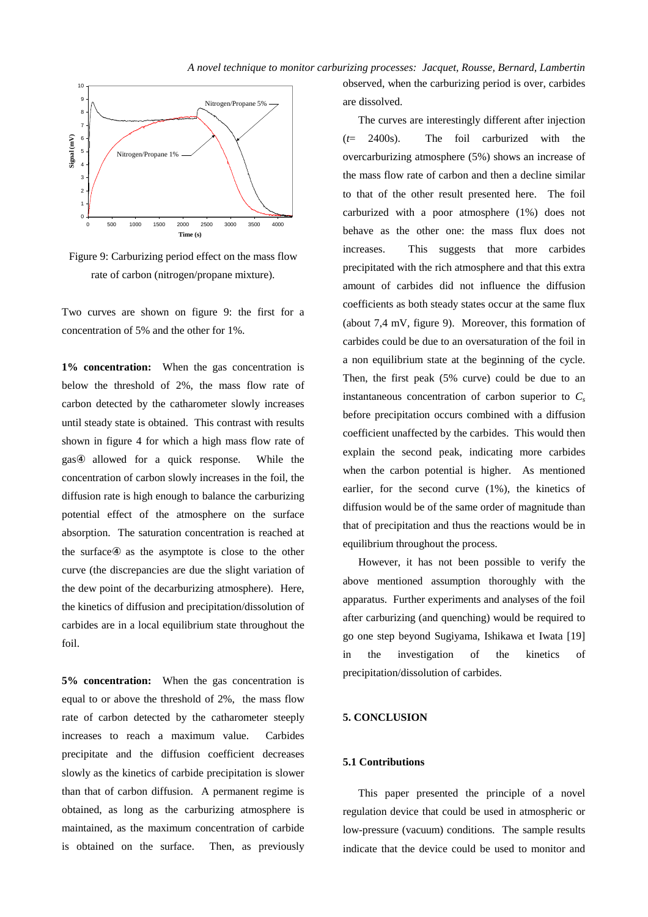10
9
8
7
6
5
4
3
2
1
0

Signal (mV)

0 500 1000 1500 2000 2500 3000 3500 4000

Time (s)

Nitrogen/Propane 5%

Nitrogen/Propane 1%

Figure 9: Carburizing period effect on the mass flow rate of carbon (nitrogen/propane mixture).

Two curves are shown on figure 9: the first for a concentration of 5% and the other for 1%.

**1% concentration:** When the gas concentration is below the threshold of 2%, the mass flow rate of carbon detected by the catharometer slowly increases until steady state is obtained. This contrast with results shown in figure 4 for which a high mass flow rate of gas④ allowed for a quick response. While the concentration of carbon slowly increases in the foil, the diffusion rate is high enough to balance the carburizing potential effect of the atmosphere on the surface absorption. The saturation concentration is reached at the surface④ as the asymptote is close to the other curve (the discrepancies are due the slight variation of the dew point of the decarburizing atmosphere). Here, the kinetics of diffusion and precipitation/dissolution of carbides are in a local equilibrium state throughout the foil.

**5% concentration:** When the gas concentration is equal to or above the threshold of 2%, the mass flow rate of carbon detected by the catharometer steeply increases to reach a maximum value. Carbides precipitate and the diffusion coefficient decreases slowly as the kinetics of carbide precipitation is slower than that of carbon diffusion. A permanent regime is obtained, as long as the carburizing atmosphere is maintained, as the maximum concentration of carbide is obtained on the surface. Then, as previously observed, when the carburizing period is over, carbides are dissolved.

The curves are interestingly different after injection (*t*= 2400s). The foil carburized with the overcarburizing atmosphere (5%) shows an increase of the mass flow rate of carbon and then a decline similar to that of the other result presented here. The foil carburized with a poor atmosphere (1%) does not behave as the other one: the mass flux does not increases. This suggests that more carbides precipitated with the rich atmosphere and that this extra amount of carbides did not influence the diffusion coefficients as both steady states occur at the same flux (about 7,4 mV, figure 9). Moreover, this formation of carbides could be due to an oversaturation of the foil in a non equilibrium state at the beginning of the cycle. Then, the first peak (5% curve) could be due to an instantaneous concentration of carbon superior to $C_s$ before precipitation occurs combined with a diffusion coefficient unaffected by the carbides. This would then explain the second peak, indicating more carbides when the carbon potential is higher. As mentioned earlier, for the second curve (1%), the kinetics of diffusion would be of the same order of magnitude than that of precipitation and thus the reactions would be in equilibrium throughout the process.

However, it has not been possible to verify the above mentioned assumption thoroughly with the apparatus. Further experiments and analyses of the foil after carburizing (and quenching) would be required to go one step beyond Sugiyama, Ishikawa et Iwata [19] in the investigation of the kinetics of precipitation/dissolution of carbides.

## 5. CONCLUSION

### 5.1 Contributions

This paper presented the principle of a novel regulation device that could be used in atmospheric or low-pressure (vacuum) conditions. The sample results indicate that the device could be used to monitor and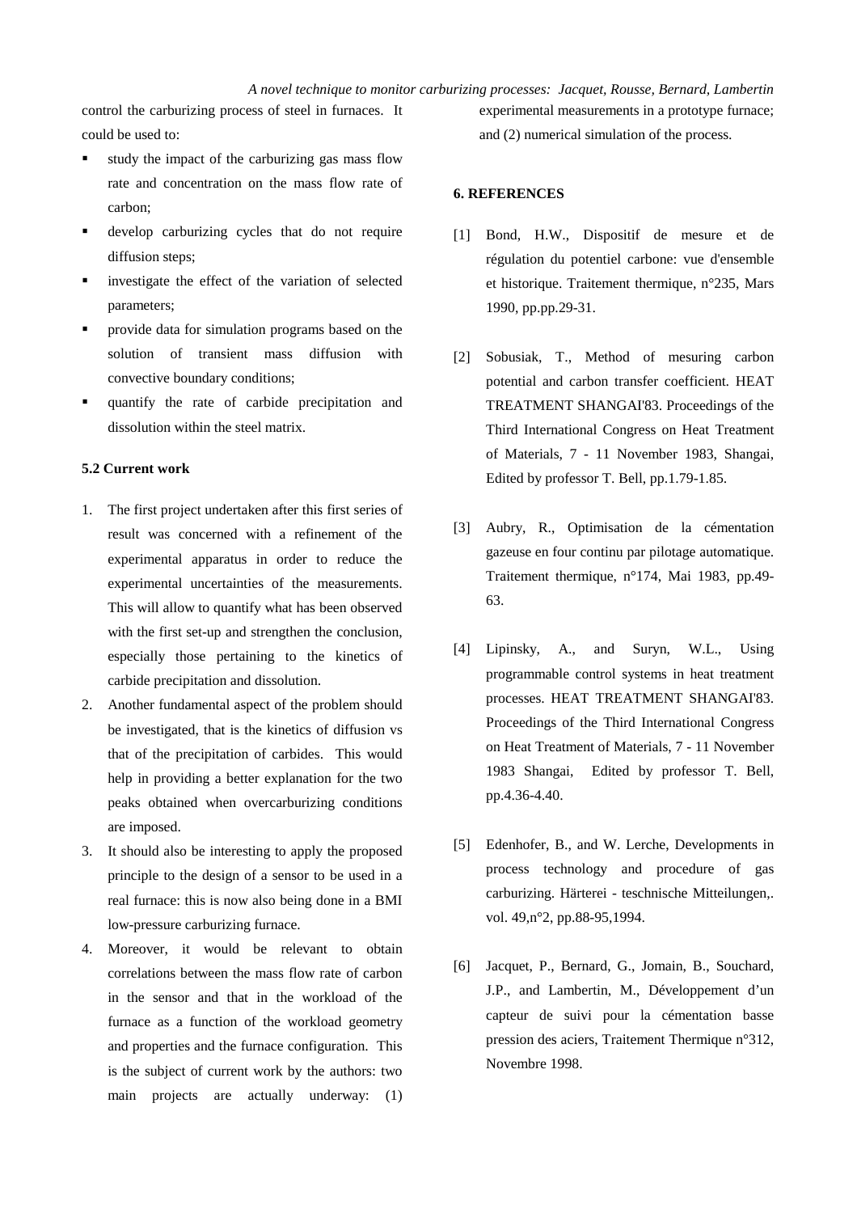control the carburizing process of steel in furnaces. It could be used to:

- study the impact of the carburizing gas mass flow rate and concentration on the mass flow rate of carbon;
- develop carburizing cycles that do not require diffusion steps;
- investigate the effect of the variation of selected parameters;
- provide data for simulation programs based on the solution of transient mass diffusion with convective boundary conditions;
- quantify the rate of carbide precipitation and dissolution within the steel matrix.

### 5.2 Current work

1. The first project undertaken after this first series of result was concerned with a refinement of the experimental apparatus in order to reduce the experimental uncertainties of the measurements. This will allow to quantify what has been observed with the first set-up and strengthen the conclusion, especially those pertaining to the kinetics of carbide precipitation and dissolution.
2. Another fundamental aspect of the problem should be investigated, that is the kinetics of diffusion vs that of the precipitation of carbides. This would help in providing a better explanation for the two peaks obtained when overcarburizing conditions are imposed.
3. It should also be interesting to apply the proposed principle to the design of a sensor to be used in a real furnace: this is now also being done in a BMI low-pressure carburizing furnace.
4. Moreover, it would be relevant to obtain correlations between the mass flow rate of carbon in the sensor and that in the workload of the furnace as a function of the workload geometry and properties and the furnace configuration. This is the subject of current work by the authors: two main projects are actually underway: (1) experimental measurements in a prototype furnace; and (2) numerical simulation of the process.

## 6. REFERENCES

[1] Bond, H.W., Dispositif de mesure et de régulation du potentiel carbone: vue d'ensemble et historique. Traitement thermique, n°235, Mars 1990, pp.pp.29-31.

[2] Sobusiak, T., Method of mesuring carbon potential and carbon transfer coefficient. HEAT TREATMENT SHANGAI'83. Proceedings of the Third International Congress on Heat Treatment of Materials, 7 - 11 November 1983, Shangai, Edited by professor T. Bell, pp.1.79-1.85.

[3] Aubry, R., Optimisation de la cémentation gazeuse en four continu par pilotage automatique. Traitement thermique, n°174, Mai 1983, pp.49-63.

[4] Lipinsky, A., and Suryn, W.L., Using programmable control systems in heat treatment processes. HEAT TREATMENT SHANGAI'83. Proceedings of the Third International Congress on Heat Treatment of Materials, 7 - 11 November 1983 Shangai, Edited by professor T. Bell, pp.4.36-4.40.

[5] Edenhofer, B., and W. Lerche, Developments in process technology and procedure of gas carburizing. Härterei - teschnische Mitteilungen,. vol. 49,n°2, pp.88-95,1994.

[6] Jacquet, P., Bernard, G., Jomain, B., Souchard, J.P., and Lambertin, M., Développement d'un capteur de suivi pour la cémentation basse pression des aciers, Traitement Thermique n°312, Novembre 1998.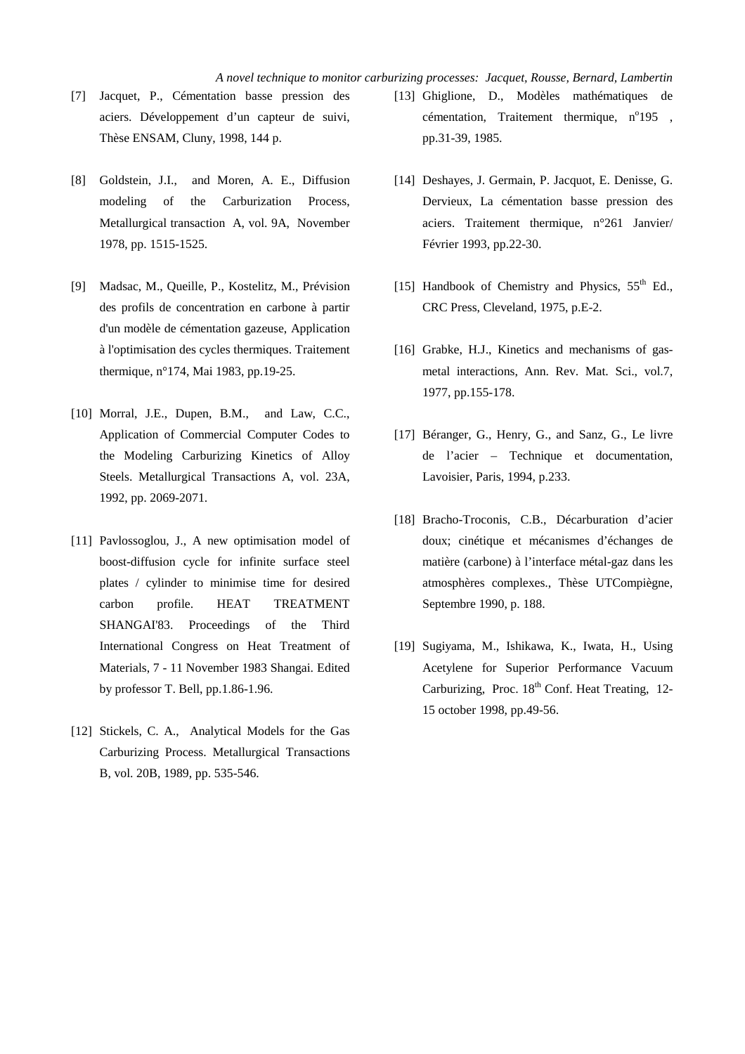[7] Jacquet, P., Cémentation basse pression des aciers. Développement d'un capteur de suivi, Thèse ENSAM, Cluny, 1998, 144 p.

[8] Goldstein, J.I., and Moren, A. E., Diffusion modeling of the Carburization Process, Metallurgical transaction A, vol. 9A, November 1978, pp. 1515-1525.

[9] Madsac, M., Queille, P., Kostelitz, M., Prévision des profils de concentration en carbone à partir d'un modèle de cémentation gazeuse, Application à l'optimisation des cycles thermiques. Traitement thermique, n°174, Mai 1983, pp.19-25.

[10] Morral, J.E., Dupen, B.M., and Law, C.C., Application of Commercial Computer Codes to the Modeling Carburizing Kinetics of Alloy Steels. Metallurgical Transactions A, vol. 23A, 1992, pp. 2069-2071.

[11] Pavlossoglou, J., A new optimisation model of boost-diffusion cycle for infinite surface steel plates / cylinder to minimise time for desired carbon profile. HEAT TREATMENT SHANGAI'83. Proceedings of the Third International Congress on Heat Treatment of Materials, 7 - 11 November 1983 Shangai. Edited by professor T. Bell, pp.1.86-1.96.

[12] Stickels, C. A., Analytical Models for the Gas Carburizing Process. Metallurgical Transactions B, vol. 20B, 1989, pp. 535-546.

[13] Ghiglione, D., Modèles mathématiques de cémentation, Traitement thermique, n°195 , pp.31-39, 1985.

[14] Deshayes, J. Germain, P. Jacquot, E. Denisse, G. Dervieux, La cémentation basse pression des aciers. Traitement thermique, n°261 Janvier/ Février 1993, pp.22-30.

[15] Handbook of Chemistry and Physics, 55th Ed., CRC Press, Cleveland, 1975, p.E-2.

[16] Grabke, H.J., Kinetics and mechanisms of gas-metal interactions, Ann. Rev. Mat. Sci., vol.7, 1977, pp.155-178.

[17] Béranger, G., Henry, G., and Sanz, G., Le livre de l'acier – Technique et documentation, Lavoisier, Paris, 1994, p.233.

[18] Bracho-Troconis, C.B., Décarburation d'acier doux; cinétique et mécanismes d'échanges de matière (carbone) à l'interface métal-gaz dans les atmosphères complexes., Thèse UTCompiègne, Septembre 1990, p. 188.

[19] Sugiyama, M., Ishikawa, K., Iwata, H., Using Acetylene for Superior Performance Vacuum Carburizing, Proc. 18th Conf. Heat Treating, 12-15 october 1998, pp.49-56.